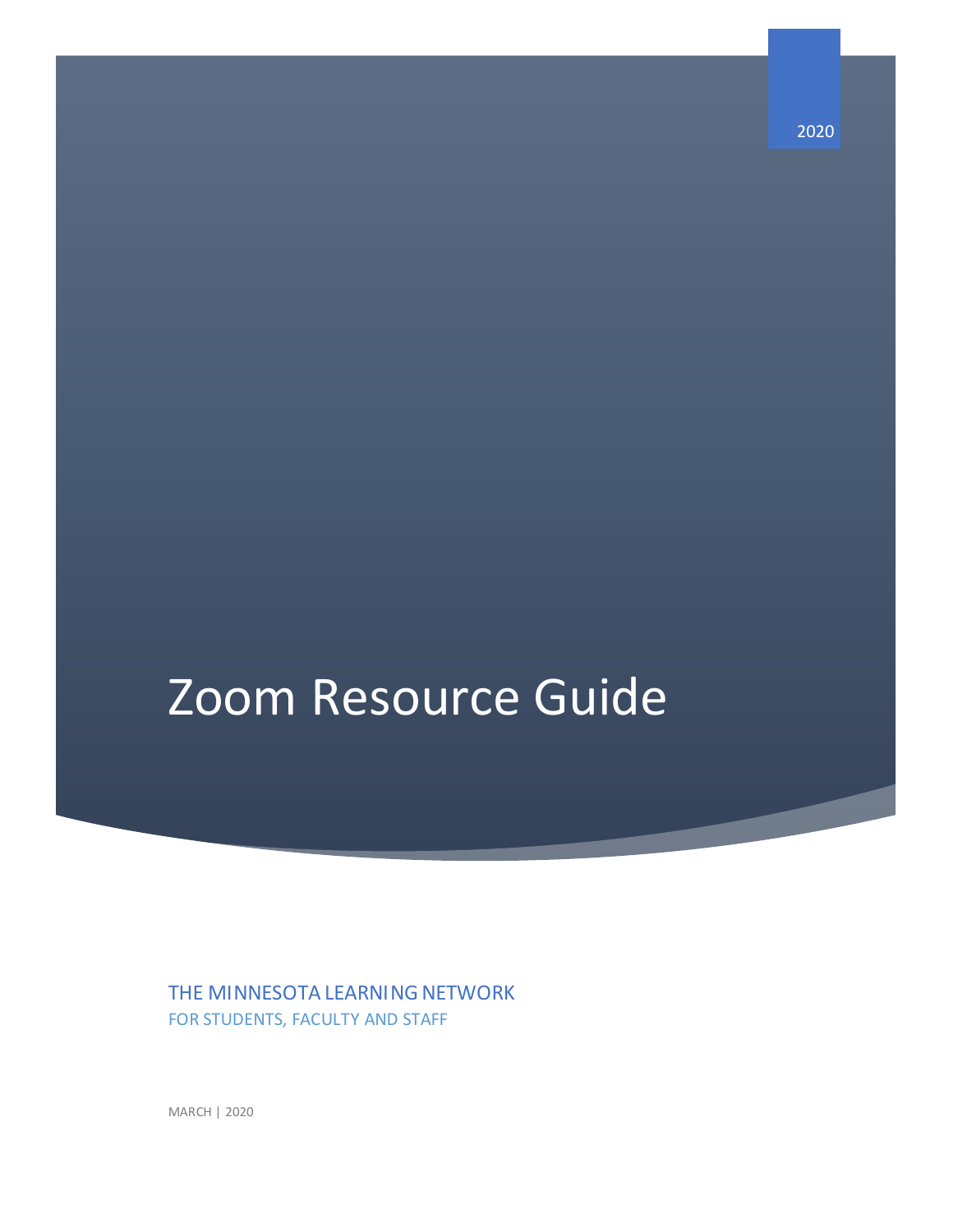2020

# Zoom Resource Guide

THE MINNESOTA LEARNING NETWORK

FOR STUDENTS, FACULTY AND STAFF

MARCH | 2020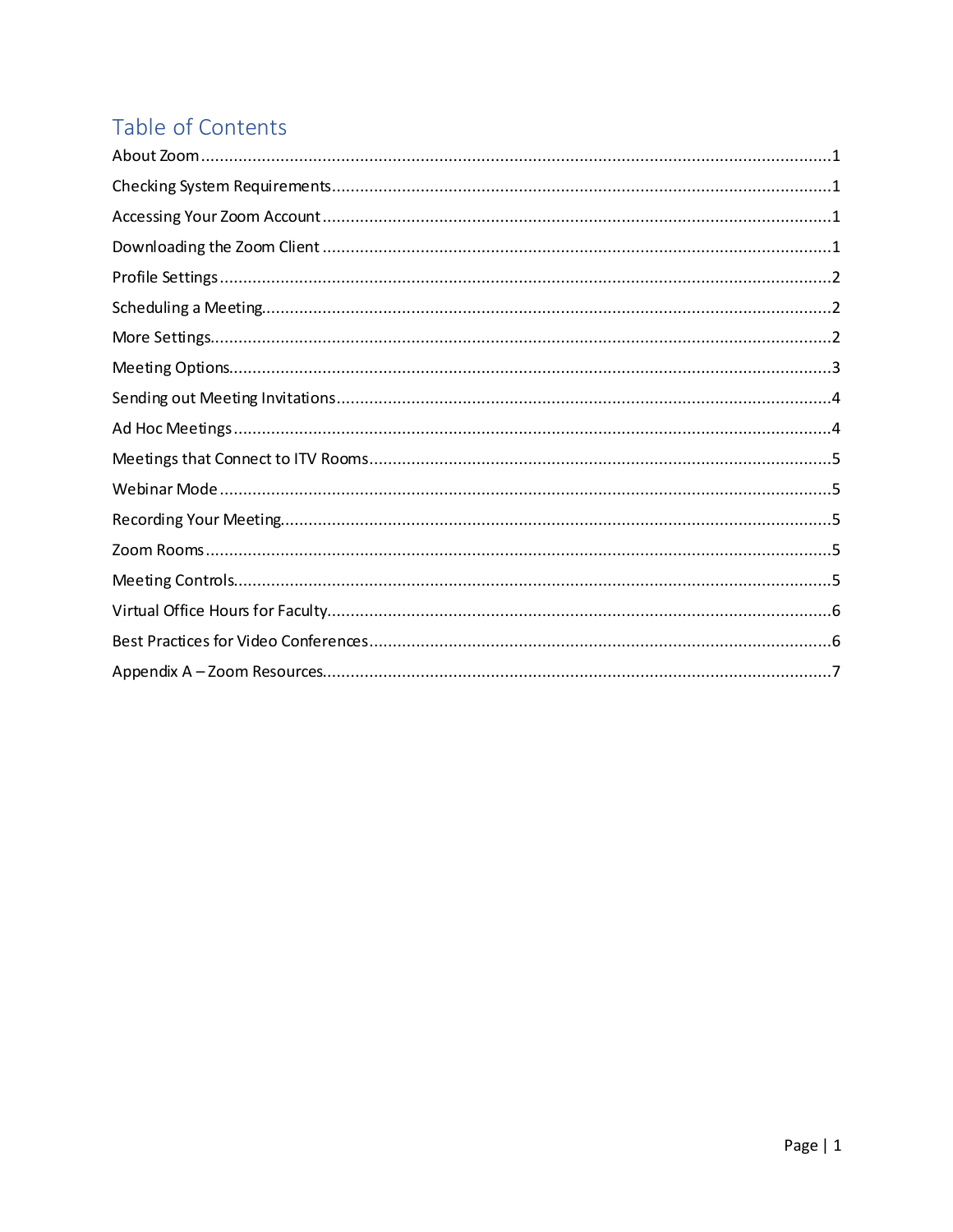# Table of Contents

About Zoom....................................................................................................................1

Checking System Requirements........................................................................................1

Accessing Your Zoom Account..........................................................................................1

Downloading the Zoom Client..........................................................................................1

Profile Settings................................................................................................................2

Scheduling a Meeting.......................................................................................................2

More Settings..................................................................................................................2

Meeting Options..............................................................................................................3

Sending out Meeting Invitations........................................................................................4

Ad Hoc Meetings.............................................................................................................4

Meetings that Connect to ITV Rooms.................................................................................5

Webinar Mode.................................................................................................................5

Recording Your Meeting...................................................................................................5

Zoom Rooms...................................................................................................................5

Meeting Controls.............................................................................................................5

Virtual Office Hours for Faculty..........................................................................................6

Best Practices for Video Conferences.................................................................................6

Appendix A – Zoom Resources...........................................................................................7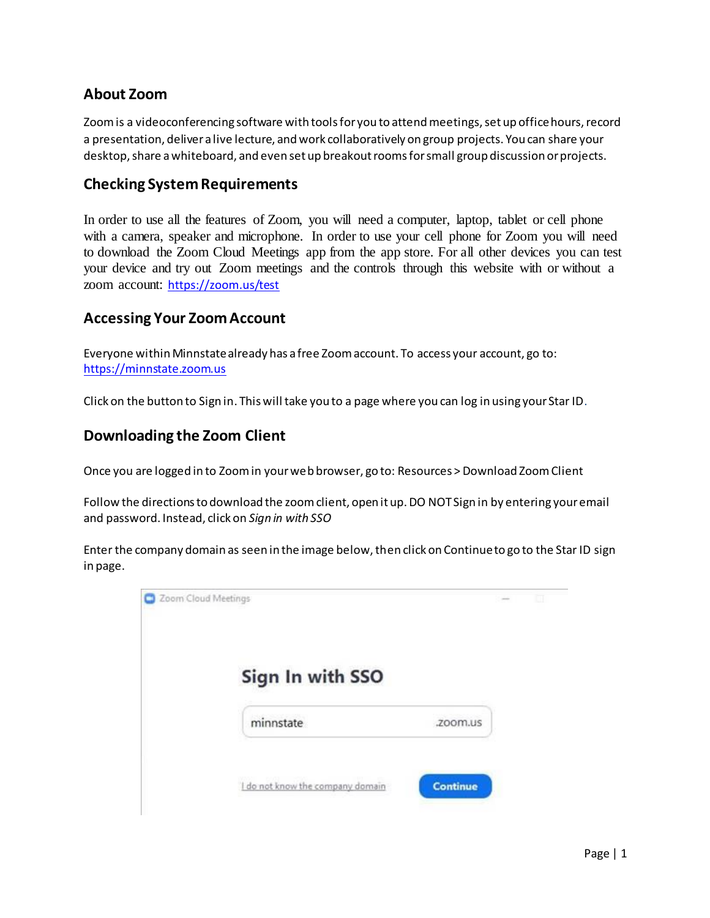## About Zoom

Zoom is a videoconferencing software with tools for you to attend meetings, set up office hours, record a presentation, deliver a live lecture, and work collaboratively on group projects. You can share your desktop, share a whiteboard, and even set up breakout rooms for small group discussion or projects.

## Checking System Requirements

In order to use all the features of Zoom, you will need a computer, laptop, tablet or cell phone with a camera, speaker and microphone. In order to use your cell phone for Zoom you will need to download the Zoom Cloud Meetings app from the app store. For all other devices you can test your device and try out Zoom meetings and the controls through this website with or without a zoom account: https://zoom.us/test

## Accessing Your Zoom Account

Everyone within Minnstate already has a free Zoom account. To access your account, go to: https://minnstate.zoom.us

Click on the button to Sign in. This will take you to a page where you can log in using your Star ID.

## Downloading the Zoom Client

Once you are logged in to Zoom in your web browser, go to: Resources > Download Zoom Client

Follow the directions to download the zoom client, open it up. DO NOT Sign in by entering your email and password. Instead, click on *Sign in with SSO*

Enter the company domain as seen in the image below, then click on Continue to go to the Star ID sign in page.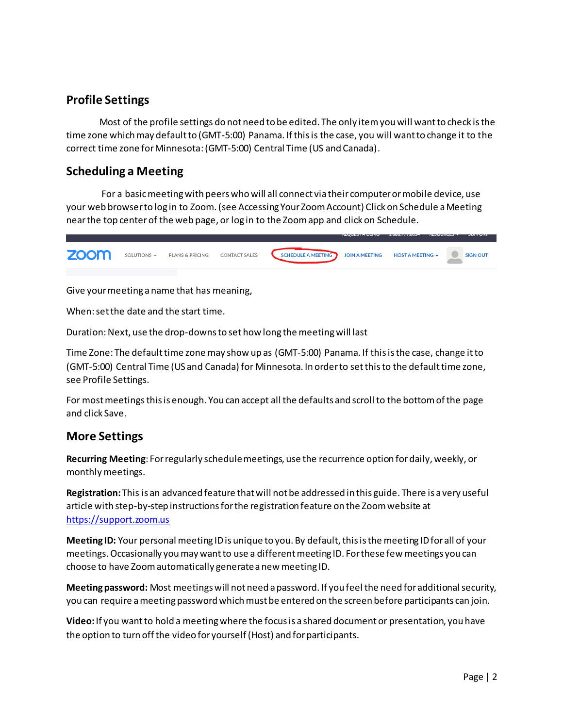## Profile Settings

Most of the profile settings do not need to be edited. The only item you will want to check is the time zone which may default to (GMT-5:00) Panama. If this is the case, you will want to change it to the correct time zone for Minnesota: (GMT-5:00) Central Time (US and Canada).

## Scheduling a Meeting

For a basic meeting with peers who will all connect via their computer or mobile device, use your web browser to log in to Zoom. (see Accessing Your Zoom Account) Click on Schedule a Meeting near the top center of the web page, or log in to the Zoom app and click on Schedule.

ZOOM SOLUTIONS PLANS & PRICING CONTACT SALES SCHEDULE A MEETING JOIN A MEETING HOST A MEETING SIGN OUT

Give your meeting a name that has meaning,

When: set the date and the start time.

Duration: Next, use the drop-downs to set how long the meeting will last

Time Zone: The default time zone may show up as (GMT-5:00) Panama. If this is the case, change it to (GMT-5:00) Central Time (US and Canada) for Minnesota. In order to set this to the default time zone, see Profile Settings.

For most meetings this is enough. You can accept all the defaults and scroll to the bottom of the page and click Save.

## More Settings

**Recurring Meeting**: For regularly schedule meetings, use the recurrence option for daily, weekly, or monthly meetings.

**Registration:** This is an advanced feature that will not be addressed in this guide. There is a very useful article with step-by-step instructions for the registration feature on the Zoom website at https://support.zoom.us

**Meeting ID:** Your personal meeting ID is unique to you. By default, this is the meeting ID for all of your meetings. Occasionally you may want to use a different meeting ID. For these few meetings you can choose to have Zoom automatically generate a new meeting ID.

**Meeting password:** Most meetings will not need a password. If you feel the need for additional security, you can require a meeting password which must be entered on the screen before participants can join.

**Video:** If you want to hold a meeting where the focus is a shared document or presentation, you have the option to turn off the video for yourself (Host) and for participants.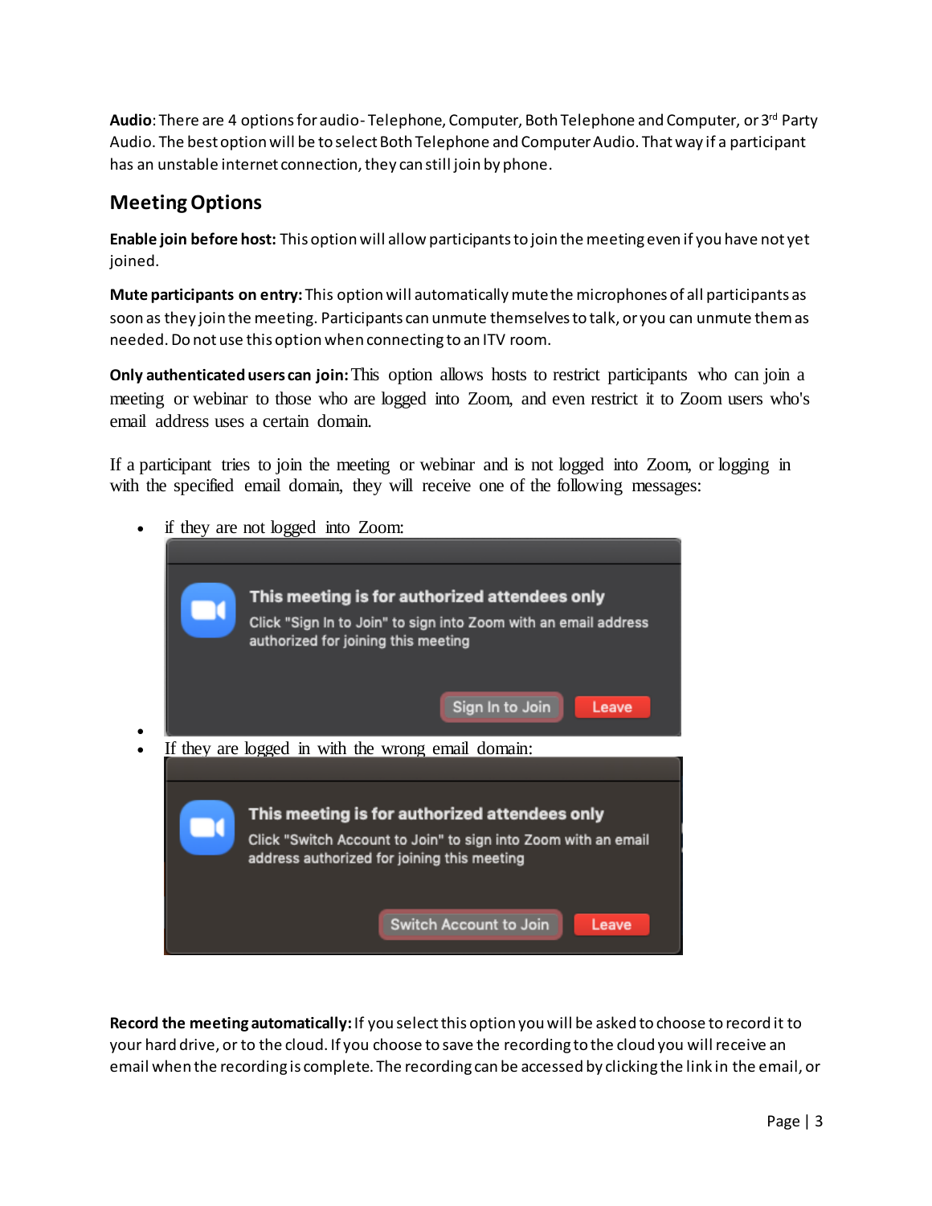**Audio**: There are 4 options for audio- Telephone, Computer, Both Telephone and Computer, or 3rd Party Audio. The best option will be to select Both Telephone and Computer Audio. That way if a participant has an unstable internet connection, they can still join by phone.

## Meeting Options

**Enable join before host:** This option will allow participants to join the meeting even if you have not yet joined.

**Mute participants on entry:** This option will automatically mute the microphones of all participants as soon as they join the meeting. Participants can unmute themselves to talk, or you can unmute them as needed. Do not use this option when connecting to an ITV room.

**Only authenticated users can join:** This option allows hosts to restrict participants who can join a meeting or webinar to those who are logged into Zoom, and even restrict it to Zoom users who's email address uses a certain domain.

If a participant tries to join the meeting or webinar and is not logged into Zoom, or logging in with the specified email domain, they will receive one of the following messages:

- if they are not logged into Zoom:

This meeting is for authorized attendees only

Click "Sign In to Join" to sign into Zoom with an email address authorized for joining this meeting

Sign In to Join Leave

- If they are logged in with the wrong email domain:

This meeting is for authorized attendees only

Click "Switch Account to Join" to sign into Zoom with an email address authorized for joining this meeting

Switch Account to Join Leave

**Record the meeting automatically:** If you select this option you will be asked to choose to record it to your hard drive, or to the cloud. If you choose to save the recording to the cloud you will receive an email when the recording is complete. The recording can be accessed by clicking the link in the email, or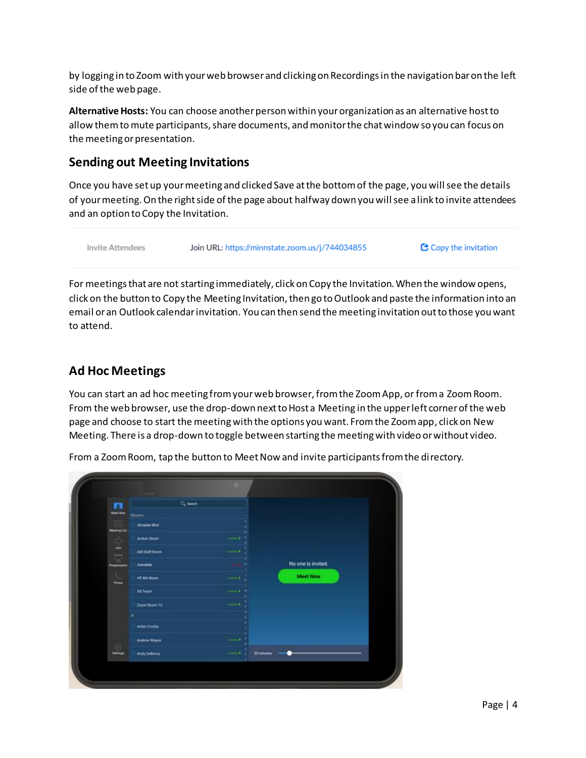by logging in to Zoom with your web browser and clicking on Recordings in the navigation bar on the left side of the web page.

**Alternative Hosts:** You can choose another person within your organization as an alternative host to allow them to mute participants, share documents, and monitor the chat window so you can focus on the meeting or presentation.

## Sending out Meeting Invitations

Once you have set up your meeting and clicked Save at the bottom of the page, you will see the details of your meeting. On the right side of the page about halfway down you will see a link to invite attendees and an option to Copy the Invitation.

Invite Attendees    Join URL: https://minnstate.zoom.us/j/744034855    Copy the invitation

For meetings that are not starting immediately, click on Copy the Invitation. When the window opens, click on the button to Copy the Meeting Invitation, then go to Outlook and paste the information into an email or an Outlook calendar invitation. You can then send the meeting invitation out to those you want to attend.

## Ad Hoc Meetings

You can start an ad hoc meeting from your web browser, from the Zoom App, or from a Zoom Room. From the web browser, use the drop-down next to Host a Meeting in the upper left corner of the web page and choose to start the meeting with the options you want. From the Zoom app, click on New Meeting. There is a drop-down to toggle between starting the meeting with video or without video.

From a Zoom Room, tap the button to Meet Now and invite participants from the directory.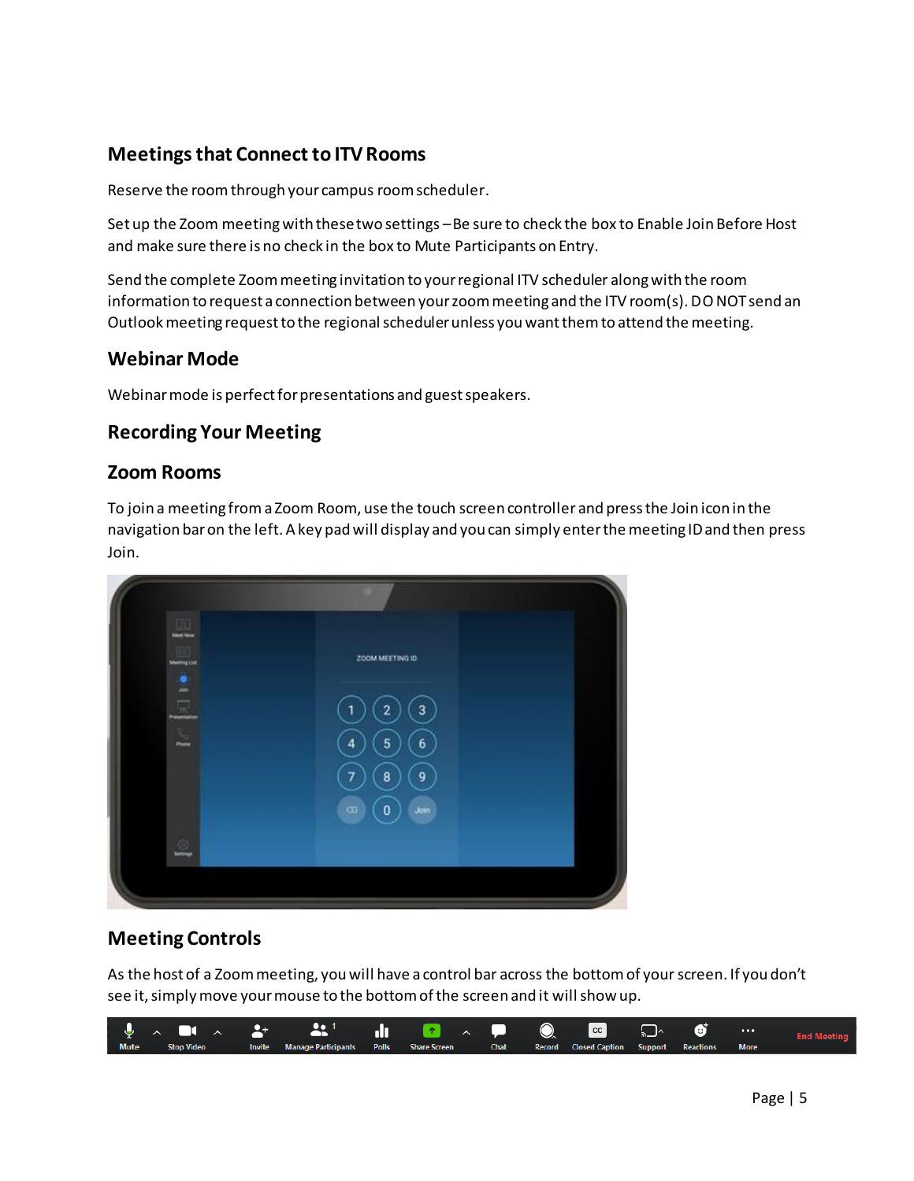## Meetings that Connect to ITV Rooms

Reserve the room through your campus room scheduler.

Set up the Zoom meeting with these two settings – Be sure to check the box to Enable Join Before Host and make sure there is no check in the box to Mute Participants on Entry.

Send the complete Zoom meeting invitation to your regional ITV scheduler along with the room information to request a connection between your zoom meeting and the ITV room(s). DO NOT send an Outlook meeting request to the regional scheduler unless you want them to attend the meeting.

## Webinar Mode

Webinar mode is perfect for presentations and guest speakers.

## Recording Your Meeting

## Zoom Rooms

To join a meeting from a Zoom Room, use the touch screen controller and press the Join icon in the navigation bar on the left. A key pad will display and you can simply enter the meeting ID and then press Join.

## Meeting Controls

As the host of a Zoom meeting, you will have a control bar across the bottom of your screen. If you don't see it, simply move your mouse to the bottom of the screen and it will show up.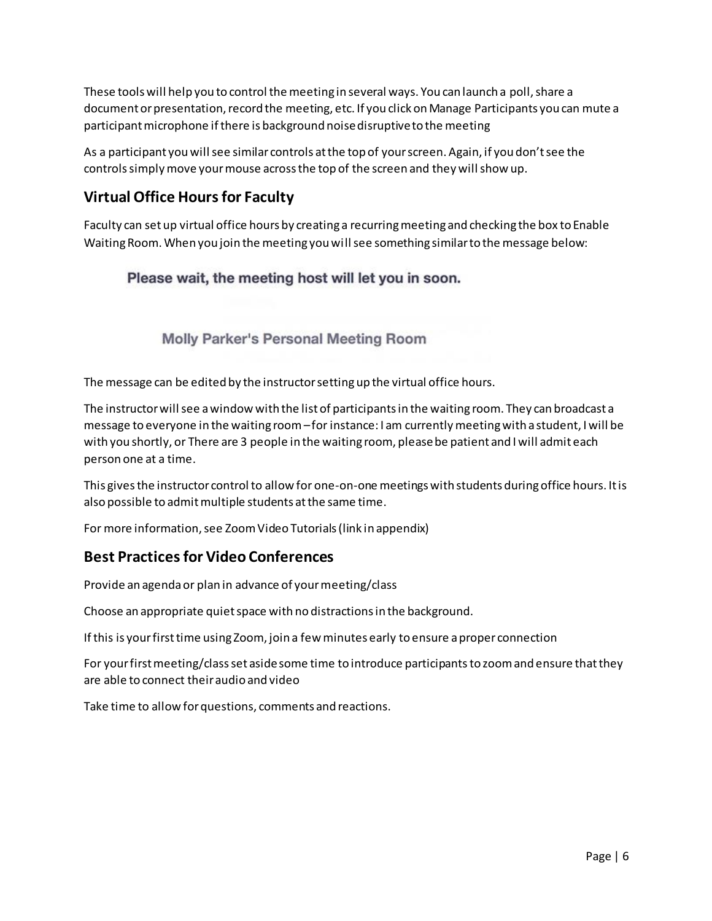These tools will help you to control the meeting in several ways. You can launch a poll, share a document or presentation, record the meeting, etc. If you click on Manage Participants you can mute a participant microphone if there is background noise disruptive to the meeting

As a participant you will see similar controls at the top of your screen. Again, if you don't see the controls simply move your mouse across the top of the screen and they will show up.

## Virtual Office Hours for Faculty

Faculty can set up virtual office hours by creating a recurring meeting and checking the box to Enable Waiting Room. When you join the meeting you will see something similar to the message below:

Please wait, the meeting host will let you in soon.

Molly Parker's Personal Meeting Room

The message can be edited by the instructor setting up the virtual office hours.

The instructor will see a window with the list of participants in the waiting room. They can broadcast a message to everyone in the waiting room – for instance: I am currently meeting with a student, I will be with you shortly, or There are 3 people in the waiting room, please be patient and I will admit each person one at a time.

This gives the instructor control to allow for one-on-one meetings with students during office hours. It is also possible to admit multiple students at the same time.

For more information, see Zoom Video Tutorials (link in appendix)

## Best Practices for Video Conferences

Provide an agenda or plan in advance of your meeting/class

Choose an appropriate quiet space with no distractions in the background.

If this is your first time using Zoom, join a few minutes early to ensure a proper connection

For your first meeting/class set aside some time to introduce participants to zoom and ensure that they are able to connect their audio and video

Take time to allow for questions, comments and reactions.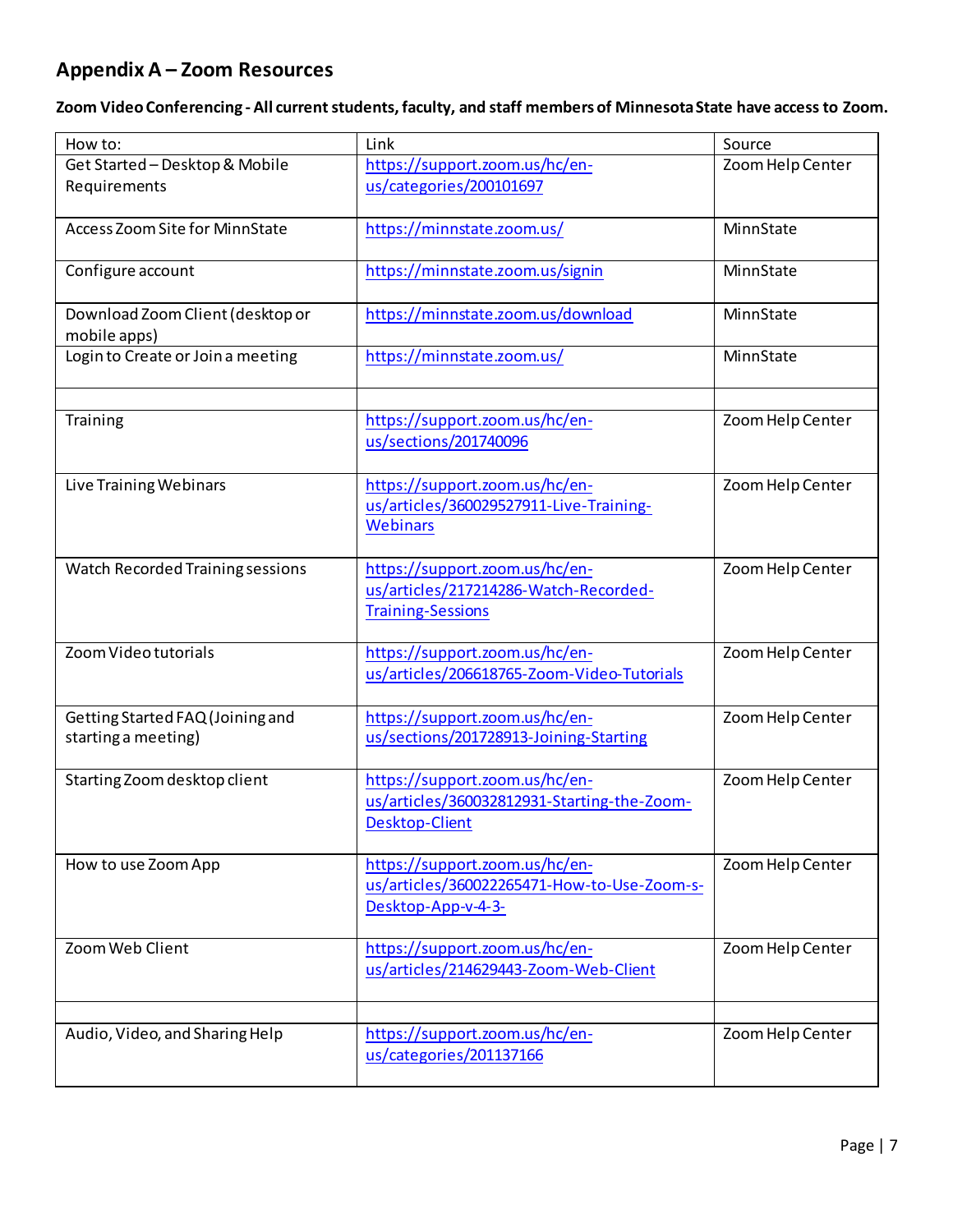## Appendix A – Zoom Resources

**Zoom Video Conferencing - All current students, faculty, and staff members of Minnesota State have access to Zoom.**

| How to: | Link | Source |
|---|---|---|
| Get Started – Desktop & Mobile Requirements | https://support.zoom.us/hc/en-us/categories/200101697 | Zoom Help Center |
| Access Zoom Site for MinnState | https://minnstate.zoom.us/ | MinnState |
| Configure account | https://minnstate.zoom.us/signin | MinnState |
| Download Zoom Client (desktop or mobile apps) | https://minnstate.zoom.us/download | MinnState |
| Login to Create or Join a meeting | https://minnstate.zoom.us/ | MinnState |
| | | |
| Training | https://support.zoom.us/hc/en-us/sections/201740096 | Zoom Help Center |
| Live Training Webinars | https://support.zoom.us/hc/en-us/articles/360029527911-Live-Training-Webinars | Zoom Help Center |
| Watch Recorded Training sessions | https://support.zoom.us/hc/en-us/articles/217214286-Watch-Recorded-Training-Sessions | Zoom Help Center |
| Zoom Video tutorials | https://support.zoom.us/hc/en-us/articles/206618765-Zoom-Video-Tutorials | Zoom Help Center |
| Getting Started FAQ (Joining and starting a meeting) | https://support.zoom.us/hc/en-us/sections/201728913-Joining-Starting | Zoom Help Center |
| Starting Zoom desktop client | https://support.zoom.us/hc/en-us/articles/360032812931-Starting-the-Zoom-Desktop-Client | Zoom Help Center |
| How to use Zoom App | https://support.zoom.us/hc/en-us/articles/360022265471-How-to-Use-Zoom-s-Desktop-App-v-4-3- | Zoom Help Center |
| Zoom Web Client | https://support.zoom.us/hc/en-us/articles/214629443-Zoom-Web-Client | Zoom Help Center |
| | | |
| Audio, Video, and Sharing Help | https://support.zoom.us/hc/en-us/categories/201137166 | Zoom Help Center |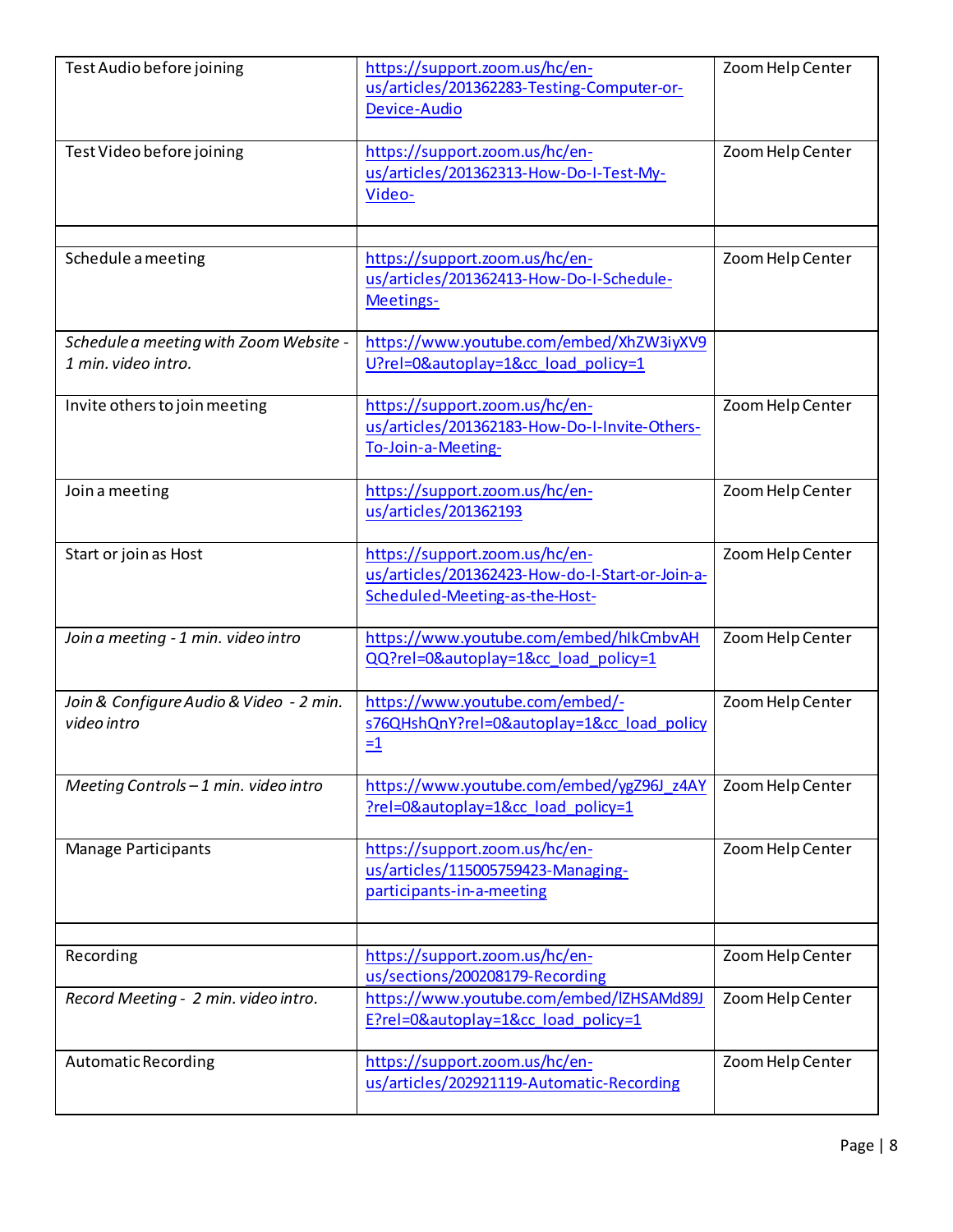| | | |
|---|---|---|
| Test Audio before joining | https://support.zoom.us/hc/en-us/articles/201362283-Testing-Computer-or-Device-Audio | Zoom Help Center |
| Test Video before joining | https://support.zoom.us/hc/en-us/articles/201362313-How-Do-I-Test-My-Video- | Zoom Help Center |
| | | |
| Schedule a meeting | https://support.zoom.us/hc/en-us/articles/201362413-How-Do-I-Schedule-Meetings- | Zoom Help Center |
| *Schedule a meeting with Zoom Website - 1 min. video intro.* | https://www.youtube.com/embed/XhZW3iyXV9U?rel=0&autoplay=1&cc_load_policy=1 | |
| Invite others to join meeting | https://support.zoom.us/hc/en-us/articles/201362183-How-Do-I-Invite-Others-To-Join-a-Meeting- | Zoom Help Center |
| Join a meeting | https://support.zoom.us/hc/en-us/articles/201362193 | Zoom Help Center |
| Start or join as Host | https://support.zoom.us/hc/en-us/articles/201362423-How-do-I-Start-or-Join-a-Scheduled-Meeting-as-the-Host- | Zoom Help Center |
| *Join a meeting - 1 min. video intro* | https://www.youtube.com/embed/hIkCmbvAHQQ?rel=0&autoplay=1&cc_load_policy=1 | Zoom Help Center |
| *Join & Configure Audio & Video - 2 min. video intro* | https://www.youtube.com/embed/-s76QHshQnY?rel=0&autoplay=1&cc_load_policy=1 | Zoom Help Center |
| *Meeting Controls – 1 min. video intro* | https://www.youtube.com/embed/ygZ96J_z4AY?rel=0&autoplay=1&cc_load_policy=1 | Zoom Help Center |
| Manage Participants | https://support.zoom.us/hc/en-us/articles/115005759423-Managing-participants-in-a-meeting | Zoom Help Center |
| | | |
| Recording | https://support.zoom.us/hc/en-us/sections/200208179-Recording | Zoom Help Center |
| *Record Meeting - 2 min. video intro.* | https://www.youtube.com/embed/lZHSAMd89JE?rel=0&autoplay=1&cc_load_policy=1 | Zoom Help Center |
| Automatic Recording | https://support.zoom.us/hc/en-us/articles/202921119-Automatic-Recording | Zoom Help Center |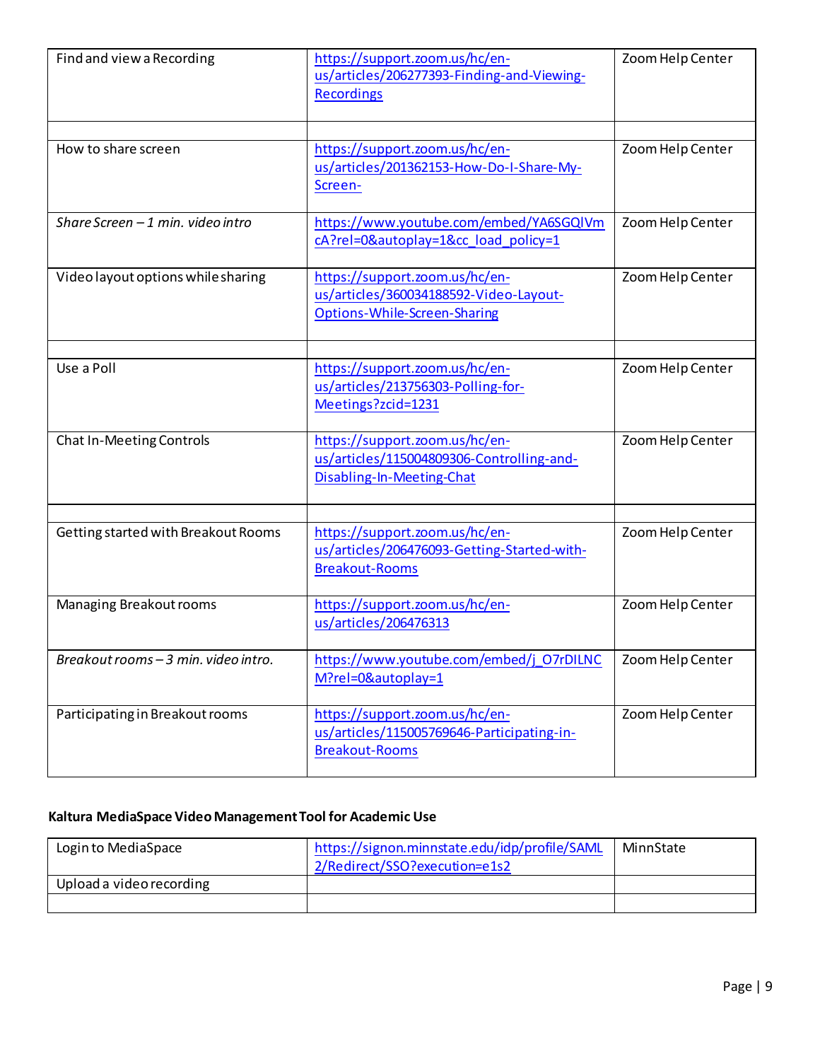| | | |
|---|---|---|
| Find and view a Recording | https://support.zoom.us/hc/en-us/articles/206277393-Finding-and-Viewing-Recordings | Zoom Help Center |
| | | |
| How to share screen | https://support.zoom.us/hc/en-us/articles/201362153-How-Do-I-Share-My-Screen- | Zoom Help Center |
| *Share Screen – 1 min. video intro* | https://www.youtube.com/embed/YA6SGQlVmcA?rel=0&autoplay=1&cc_load_policy=1 | Zoom Help Center |
| Video layout options while sharing | https://support.zoom.us/hc/en-us/articles/360034188592-Video-Layout-Options-While-Screen-Sharing | Zoom Help Center |
| | | |
| Use a Poll | https://support.zoom.us/hc/en-us/articles/213756303-Polling-for-Meetings?zcid=1231 | Zoom Help Center |
| Chat In-Meeting Controls | https://support.zoom.us/hc/en-us/articles/115004809306-Controlling-and-Disabling-In-Meeting-Chat | Zoom Help Center |
| | | |
| Getting started with Breakout Rooms | https://support.zoom.us/hc/en-us/articles/206476093-Getting-Started-with-Breakout-Rooms | Zoom Help Center |
| Managing Breakout rooms | https://support.zoom.us/hc/en-us/articles/206476313 | Zoom Help Center |
| *Breakout rooms – 3 min. video intro.* | https://www.youtube.com/embed/j_O7rDILNCM?rel=0&autoplay=1 | Zoom Help Center |
| Participating in Breakout rooms | https://support.zoom.us/hc/en-us/articles/115005769646-Participating-in-Breakout-Rooms | Zoom Help Center |

**Kaltura MediaSpace Video Management Tool for Academic Use**

| | | |
|---|---|---|
| Login to MediaSpace | https://signon.minnstate.edu/idp/profile/SAML2/Redirect/SSO?execution=e1s2 | MinnState |
| Upload a video recording | | |
| | | |